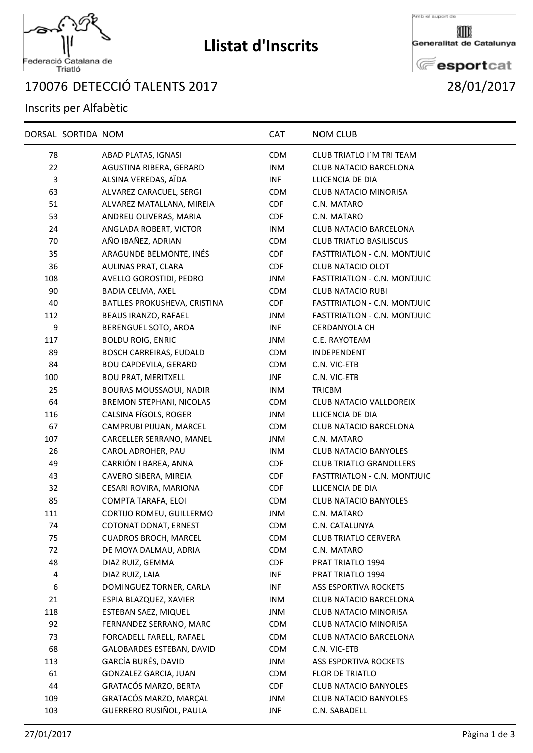# Llistat d'Inscrits

Federació Catalana de Triatló

Amb el suport de Generalitat de Catalunya esportcat

## 170076 DETECCIÓ TALENTS 2017

28/01/2017

Inscrits per Alfabètic

| DORSAL | SORTIDA | NOM | CAT | NOM CLUB |
|---|---|---|---|---|
| 78 | | ABAD PLATAS, IGNASI | CDM | CLUB TRIATLO I´M TRI TEAM |
| 22 | | AGUSTINA RIBERA, GERARD | INM | CLUB NATACIO BARCELONA |
| 3 | | ALSINA VEREDAS, AÏDA | INF | LLICENCIA DE DIA |
| 63 | | ALVAREZ CARACUEL, SERGI | CDM | CLUB NATACIO MINORISA |
| 51 | | ALVAREZ MATALLANA, MIREIA | CDF | C.N. MATARO |
| 53 | | ANDREU OLIVERAS, MARIA | CDF | C.N. MATARO |
| 24 | | ANGLADA ROBERT, VICTOR | INM | CLUB NATACIO BARCELONA |
| 70 | | AÑO IBAÑEZ, ADRIAN | CDM | CLUB TRIATLO BASILISCUS |
| 35 | | ARAGUNDE BELMONTE, INÉS | CDF | FASTTRIATLON - C.N. MONTJUIC |
| 36 | | AULINAS PRAT, CLARA | CDF | CLUB NATACIO OLOT |
| 108 | | AVELLO GOROSTIDI, PEDRO | JNM | FASTTRIATLON - C.N. MONTJUIC |
| 90 | | BADIA CELMA, AXEL | CDM | CLUB NATACIO RUBI |
| 40 | | BATLLES PROKUSHEVA, CRISTINA | CDF | FASTTRIATLON - C.N. MONTJUIC |
| 112 | | BEAUS IRANZO, RAFAEL | JNM | FASTTRIATLON - C.N. MONTJUIC |
| 9 | | BERENGUEL SOTO, AROA | INF | CERDANYOLA CH |
| 117 | | BOLDU ROIG, ENRIC | JNM | C.E. RAYOTEAM |
| 89 | | BOSCH CARREIRAS, EUDALD | CDM | INDEPENDENT |
| 84 | | BOU CAPDEVILA, GERARD | CDM | C.N. VIC-ETB |
| 100 | | BOU PRAT, MERITXELL | JNF | C.N. VIC-ETB |
| 25 | | BOURAS MOUSSAOUI, NADIR | INM | TRICBM |
| 64 | | BREMON STEPHANI, NICOLAS | CDM | CLUB NATACIO VALLDOREIX |
| 116 | | CALSINA FÍGOLS, ROGER | JNM | LLICENCIA DE DIA |
| 67 | | CAMPRUBI PIJUAN, MARCEL | CDM | CLUB NATACIO BARCELONA |
| 107 | | CARCELLER SERRANO, MANEL | JNM | C.N. MATARO |
| 26 | | CAROL ADROHER, PAU | INM | CLUB NATACIO BANYOLES |
| 49 | | CARRIÓN I BAREA, ANNA | CDF | CLUB TRIATLO GRANOLLERS |
| 43 | | CAVERO SIBERA, MIREIA | CDF | FASTTRIATLON - C.N. MONTJUIC |
| 32 | | CESARI ROVIRA, MARIONA | CDF | LLICENCIA DE DIA |
| 85 | | COMPTA TARAFA, ELOI | CDM | CLUB NATACIO BANYOLES |
| 111 | | CORTIJO ROMEU, GUILLERMO | JNM | C.N. MATARO |
| 74 | | COTONAT DONAT, ERNEST | CDM | C.N. CATALUNYA |
| 75 | | CUADROS BROCH, MARCEL | CDM | CLUB TRIATLO CERVERA |
| 72 | | DE MOYA DALMAU, ADRIA | CDM | C.N. MATARO |
| 48 | | DIAZ RUIZ, GEMMA | CDF | PRAT TRIATLO 1994 |
| 4 | | DIAZ RUIZ, LAIA | INF | PRAT TRIATLO 1994 |
| 6 | | DOMINGUEZ TORNER, CARLA | INF | ASS ESPORTIVA ROCKETS |
| 21 | | ESPIA BLAZQUEZ, XAVIER | INM | CLUB NATACIO BARCELONA |
| 118 | | ESTEBAN SAEZ, MIQUEL | JNM | CLUB NATACIO MINORISA |
| 92 | | FERNANDEZ SERRANO, MARC | CDM | CLUB NATACIO MINORISA |
| 73 | | FORCADELL FARELL, RAFAEL | CDM | CLUB NATACIO BARCELONA |
| 68 | | GALOBARDES ESTEBAN, DAVID | CDM | C.N. VIC-ETB |
| 113 | | GARCÍA BURÉS, DAVID | JNM | ASS ESPORTIVA ROCKETS |
| 61 | | GONZALEZ GARCIA, JUAN | CDM | FLOR DE TRIATLO |
| 44 | | GRATACÓS MARZO, BERTA | CDF | CLUB NATACIO BANYOLES |
| 109 | | GRATACÓS MARZO, MARÇAL | JNM | CLUB NATACIO BANYOLES |
| 103 | | GUERRERO RUSIÑOL, PAULA | JNF | C.N. SABADELL |

27/01/2017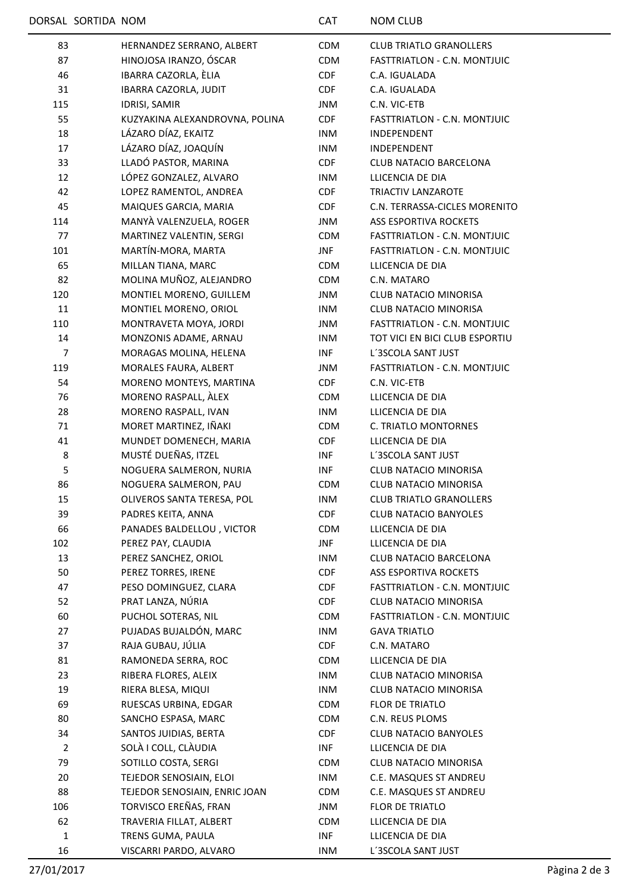| DORSAL | SORTIDA | NOM | CAT | NOM CLUB |
|---|---|---|---|---|
| 83 | | HERNANDEZ SERRANO, ALBERT | CDM | CLUB TRIATLO GRANOLLERS |
| 87 | | HINOJOSA IRANZO, ÓSCAR | CDM | FASTTRIATLON - C.N. MONTJUIC |
| 46 | | IBARRA CAZORLA, ÈLIA | CDF | C.A. IGUALADA |
| 31 | | IBARRA CAZORLA, JUDIT | CDF | C.A. IGUALADA |
| 115 | | IDRISI, SAMIR | JNM | C.N. VIC-ETB |
| 55 | | KUZYAKINA ALEXANDROVNA, POLINA | CDF | FASTTRIATLON - C.N. MONTJUIC |
| 18 | | LÁZARO DÍAZ, EKAITZ | INM | INDEPENDENT |
| 17 | | LÁZARO DÍAZ, JOAQUÍN | INM | INDEPENDENT |
| 33 | | LLADÓ PASTOR, MARINA | CDF | CLUB NATACIO BARCELONA |
| 12 | | LÓPEZ GONZALEZ, ALVARO | INM | LLICENCIA DE DIA |
| 42 | | LOPEZ RAMENTOL, ANDREA | CDF | TRIACTIV LANZAROTE |
| 45 | | MAIQUES GARCIA, MARIA | CDF | C.N. TERRASSA-CICLES MORENITO |
| 114 | | MANYÀ VALENZUELA, ROGER | JNM | ASS ESPORTIVA ROCKETS |
| 77 | | MARTINEZ VALENTIN, SERGI | CDM | FASTTRIATLON - C.N. MONTJUIC |
| 101 | | MARTÍN-MORA, MARTA | JNF | FASTTRIATLON - C.N. MONTJUIC |
| 65 | | MILLAN TIANA, MARC | CDM | LLICENCIA DE DIA |
| 82 | | MOLINA MUÑOZ, ALEJANDRO | CDM | C.N. MATARO |
| 120 | | MONTIEL MORENO, GUILLEM | JNM | CLUB NATACIO MINORISA |
| 11 | | MONTIEL MORENO, ORIOL | INM | CLUB NATACIO MINORISA |
| 110 | | MONTRAVETA MOYA, JORDI | JNM | FASTTRIATLON - C.N. MONTJUIC |
| 14 | | MONZONIS ADAME, ARNAU | INM | TOT VICI EN BICI CLUB ESPORTIU |
| 7 | | MORAGAS MOLINA, HELENA | INF | L´3SCOLA SANT JUST |
| 119 | | MORALES FAURA, ALBERT | JNM | FASTTRIATLON - C.N. MONTJUIC |
| 54 | | MORENO MONTEYS, MARTINA | CDF | C.N. VIC-ETB |
| 76 | | MORENO RASPALL, ÀLEX | CDM | LLICENCIA DE DIA |
| 28 | | MORENO RASPALL, IVAN | INM | LLICENCIA DE DIA |
| 71 | | MORET MARTINEZ, IÑAKI | CDM | C. TRIATLO MONTORNES |
| 41 | | MUNDET DOMENECH, MARIA | CDF | LLICENCIA DE DIA |
| 8 | | MUSTÉ DUEÑAS, ITZEL | INF | L´3SCOLA SANT JUST |
| 5 | | NOGUERA SALMERON, NURIA | INF | CLUB NATACIO MINORISA |
| 86 | | NOGUERA SALMERON, PAU | CDM | CLUB NATACIO MINORISA |
| 15 | | OLIVEROS SANTA TERESA, POL | INM | CLUB TRIATLO GRANOLLERS |
| 39 | | PADRES KEITA, ANNA | CDF | CLUB NATACIO BANYOLES |
| 66 | | PANADES BALDELLOU , VICTOR | CDM | LLICENCIA DE DIA |
| 102 | | PEREZ PAY, CLAUDIA | JNF | LLICENCIA DE DIA |
| 13 | | PEREZ SANCHEZ, ORIOL | INM | CLUB NATACIO BARCELONA |
| 50 | | PEREZ TORRES, IRENE | CDF | ASS ESPORTIVA ROCKETS |
| 47 | | PESO DOMINGUEZ, CLARA | CDF | FASTTRIATLON - C.N. MONTJUIC |
| 52 | | PRAT LANZA, NÚRIA | CDF | CLUB NATACIO MINORISA |
| 60 | | PUCHOL SOTERAS, NIL | CDM | FASTTRIATLON - C.N. MONTJUIC |
| 27 | | PUJADAS BUJALDÓN, MARC | INM | GAVA TRIATLO |
| 37 | | RAJA GUBAU, JÚLIA | CDF | C.N. MATARO |
| 81 | | RAMONEDA SERRA, ROC | CDM | LLICENCIA DE DIA |
| 23 | | RIBERA FLORES, ALEIX | INM | CLUB NATACIO MINORISA |
| 19 | | RIERA BLESA, MIQUI | INM | CLUB NATACIO MINORISA |
| 69 | | RUESCAS URBINA, EDGAR | CDM | FLOR DE TRIATLO |
| 80 | | SANCHO ESPASA, MARC | CDM | C.N. REUS PLOMS |
| 34 | | SANTOS JUIDIAS, BERTA | CDF | CLUB NATACIO BANYOLES |
| 2 | | SOLÀ I COLL, CLÀUDIA | INF | LLICENCIA DE DIA |
| 79 | | SOTILLO COSTA, SERGI | CDM | CLUB NATACIO MINORISA |
| 20 | | TEJEDOR SENOSIAIN, ELOI | INM | C.E. MASQUES ST ANDREU |
| 88 | | TEJEDOR SENOSIAIN, ENRIC JOAN | CDM | C.E. MASQUES ST ANDREU |
| 106 | | TORVISCO EREÑAS, FRAN | JNM | FLOR DE TRIATLO |
| 62 | | TRAVERIA FILLAT, ALBERT | CDM | LLICENCIA DE DIA |
| 1 | | TRENS GUMA, PAULA | INF | LLICENCIA DE DIA |
| 16 | | VISCARRI PARDO, ALVARO | INM | L´3SCOLA SANT JUST |

27/01/2017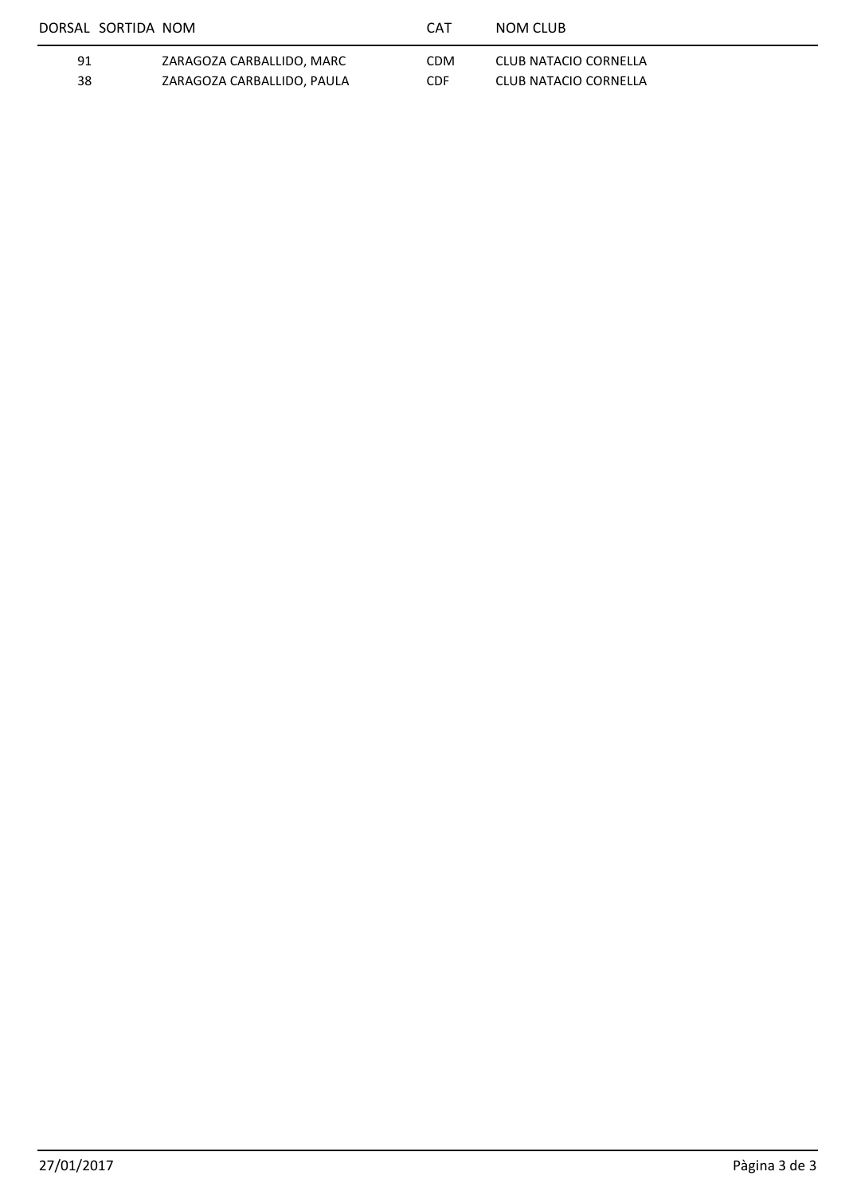| DORSAL | SORTIDA | NOM | CAT | NOM CLUB |
| --- | --- | --- | --- | --- |
| 91 | | ZARAGOZA CARBALLIDO, MARC | CDM | CLUB NATACIO CORNELLA |
| 38 | | ZARAGOZA CARBALLIDO, PAULA | CDF | CLUB NATACIO CORNELLA |

27/01/2017